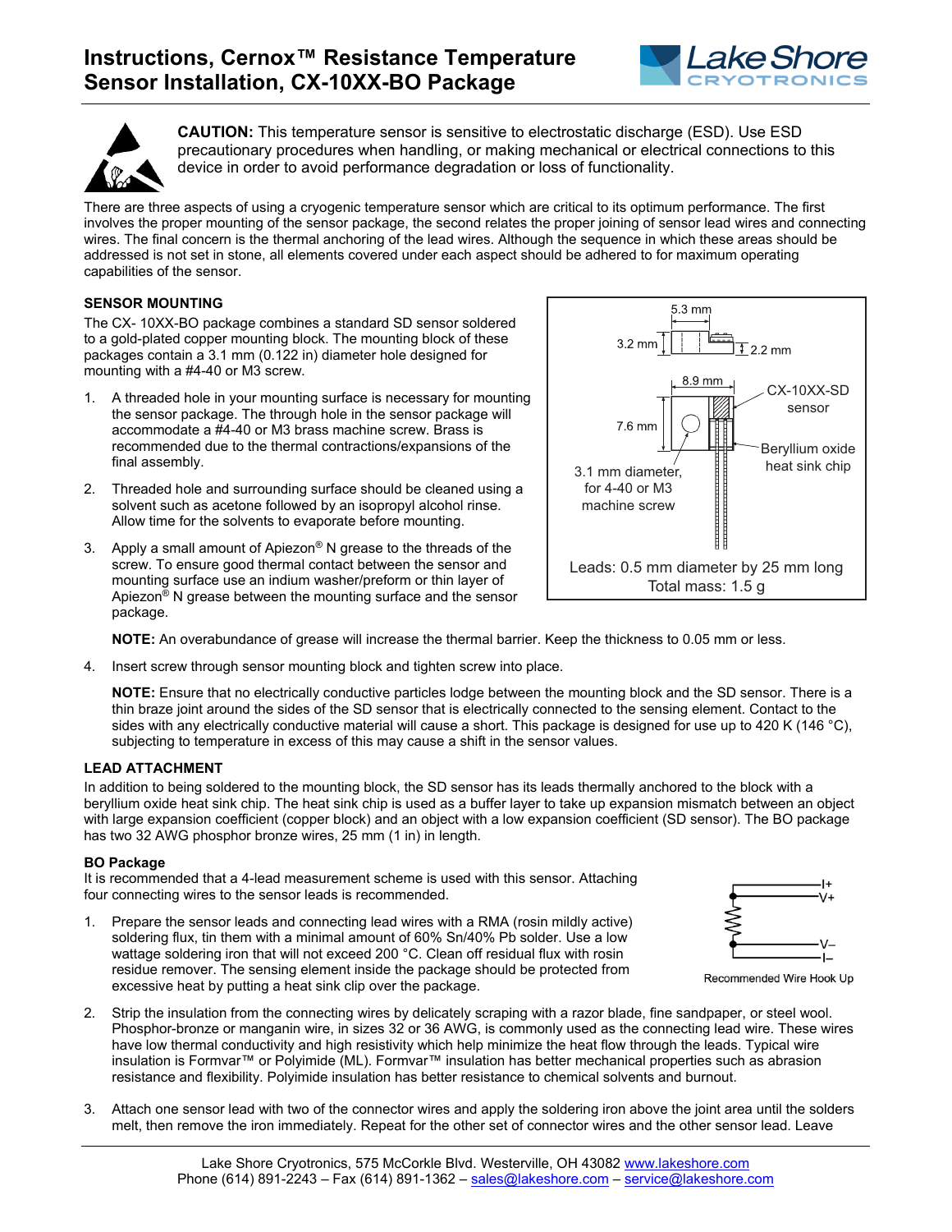# Instructions, Cernox™ Resistance Temperature Sensor Installation, CX-10XX-BO Package

**CAUTION:** This temperature sensor is sensitive to electrostatic discharge (ESD). Use ESD precautionary procedures when handling, or making mechanical or electrical connections to this device in order to avoid performance degradation or loss of functionality.

There are three aspects of using a cryogenic temperature sensor which are critical to its optimum performance. The first involves the proper mounting of the sensor package, the second relates the proper joining of sensor lead wires and connecting wires. The final concern is the thermal anchoring of the lead wires. Although the sequence in which these areas should be addressed is not set in stone, all elements covered under each aspect should be adhered to for maximum operating capabilities of the sensor.

### SENSOR MOUNTING

The CX- 10XX-BO package combines a standard SD sensor soldered to a gold-plated copper mounting block. The mounting block of these packages contain a 3.1 mm (0.122 in) diameter hole designed for mounting with a #4-40 or M3 screw.

5.3 mm
3.2 mm
2.2 mm
8.9 mm
7.6 mm
CX-10XX-SD sensor
Beryllium oxide heat sink chip
3.1 mm diameter, for 4-40 or M3 machine screw

Leads: 0.5 mm diameter by 25 mm long
Total mass: 1.5 g

1. A threaded hole in your mounting surface is necessary for mounting the sensor package. The through hole in the sensor package will accommodate a #4-40 or M3 brass machine screw. Brass is recommended due to the thermal contractions/expansions of the final assembly.
2. Threaded hole and surrounding surface should be cleaned using a solvent such as acetone followed by an isopropyl alcohol rinse. Allow time for the solvents to evaporate before mounting.
3. Apply a small amount of Apiezon® N grease to the threads of the screw. To ensure good thermal contact between the sensor and mounting surface use an indium washer/preform or thin layer of Apiezon® N grease between the mounting surface and the sensor package.

   **NOTE:** An overabundance of grease will increase the thermal barrier. Keep the thickness to 0.05 mm or less.

4. Insert screw through sensor mounting block and tighten screw into place.

   **NOTE:** Ensure that no electrically conductive particles lodge between the mounting block and the SD sensor. There is a thin braze joint around the sides of the SD sensor that is electrically connected to the sensing element. Contact to the sides with any electrically conductive material will cause a short. This package is designed for use up to 420 K (146 °C), subjecting to temperature in excess of this may cause a shift in the sensor values.

### LEAD ATTACHMENT

In addition to being soldered to the mounting block, the SD sensor has its leads thermally anchored to the block with a beryllium oxide heat sink chip. The heat sink chip is used as a buffer layer to take up expansion mismatch between an object with large expansion coefficient (copper block) and an object with a low expansion coefficient (SD sensor). The BO package has two 32 AWG phosphor bronze wires, 25 mm (1 in) in length.

**BO Package**

It is recommended that a 4-lead measurement scheme is used with this sensor. Attaching four connecting wires to the sensor leads is recommended.

I+
V+
V–
I–

Recommended Wire Hook Up

1. Prepare the sensor leads and connecting lead wires with a RMA (rosin mildly active) soldering flux, tin them with a minimal amount of 60% Sn/40% Pb solder. Use a low wattage soldering iron that will not exceed 200 °C. Clean off residual flux with rosin residue remover. The sensing element inside the package should be protected from excessive heat by putting a heat sink clip over the package.
2. Strip the insulation from the connecting wires by delicately scraping with a razor blade, fine sandpaper, or steel wool. Phosphor-bronze or manganin wire, in sizes 32 or 36 AWG, is commonly used as the connecting lead wire. These wires have low thermal conductivity and high resistivity which help minimize the heat flow through the leads. Typical wire insulation is Formvar™ or Polyimide (ML). Formvar™ insulation has better mechanical properties such as abrasion resistance and flexibility. Polyimide insulation has better resistance to chemical solvents and burnout.
3. Attach one sensor lead with two of the connector wires and apply the soldering iron above the joint area until the solders melt, then remove the iron immediately. Repeat for the other set of connector wires and the other sensor lead. Leave

Lake Shore Cryotronics, 575 McCorkle Blvd. Westerville, OH 43082 www.lakeshore.com
Phone (614) 891-2243 – Fax (614) 891-1362 – sales@lakeshore.com – service@lakeshore.com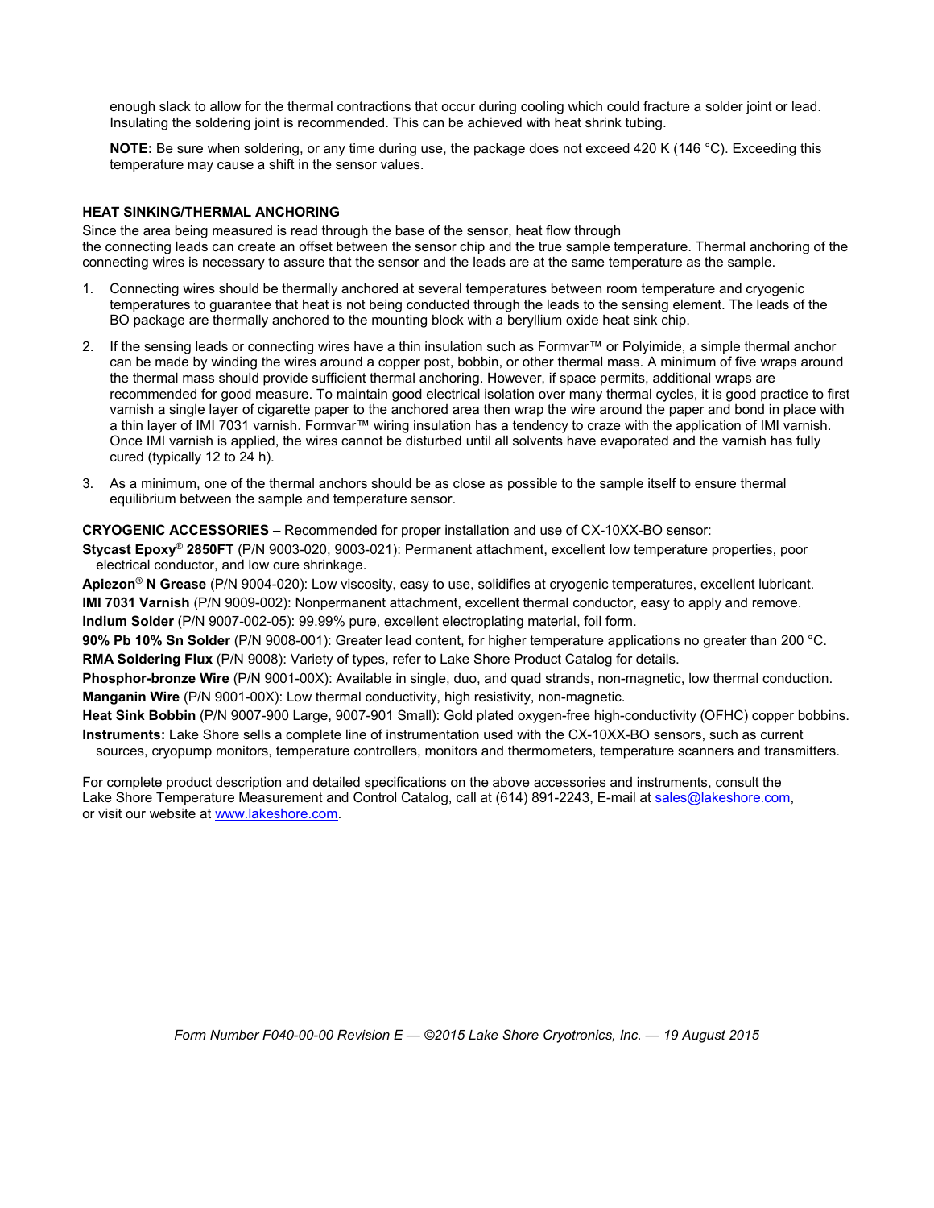enough slack to allow for the thermal contractions that occur during cooling which could fracture a solder joint or lead. Insulating the soldering joint is recommended. This can be achieved with heat shrink tubing.

**NOTE:** Be sure when soldering, or any time during use, the package does not exceed 420 K (146 °C). Exceeding this temperature may cause a shift in the sensor values.

**HEAT SINKING/THERMAL ANCHORING**

Since the area being measured is read through the base of the sensor, heat flow through the connecting leads can create an offset between the sensor chip and the true sample temperature. Thermal anchoring of the connecting wires is necessary to assure that the sensor and the leads are at the same temperature as the sample.

1. Connecting wires should be thermally anchored at several temperatures between room temperature and cryogenic temperatures to guarantee that heat is not being conducted through the leads to the sensing element. The leads of the BO package are thermally anchored to the mounting block with a beryllium oxide heat sink chip.

2. If the sensing leads or connecting wires have a thin insulation such as Formvar™ or Polyimide, a simple thermal anchor can be made by winding the wires around a copper post, bobbin, or other thermal mass. A minimum of five wraps around the thermal mass should provide sufficient thermal anchoring. However, if space permits, additional wraps are recommended for good measure. To maintain good electrical isolation over many thermal cycles, it is good practice to first varnish a single layer of cigarette paper to the anchored area then wrap the wire around the paper and bond in place with a thin layer of IMI 7031 varnish. Formvar™ wiring insulation has a tendency to craze with the application of IMI varnish. Once IMI varnish is applied, the wires cannot be disturbed until all solvents have evaporated and the varnish has fully cured (typically 12 to 24 h).

3. As a minimum, one of the thermal anchors should be as close as possible to the sample itself to ensure thermal equilibrium between the sample and temperature sensor.

**CRYOGENIC ACCESSORIES** – Recommended for proper installation and use of CX-10XX-BO sensor:

**Stycast Epoxy® 2850FT** (P/N 9003-020, 9003-021): Permanent attachment, excellent low temperature properties, poor electrical conductor, and low cure shrinkage.

**Apiezon® N Grease** (P/N 9004-020): Low viscosity, easy to use, solidifies at cryogenic temperatures, excellent lubricant.

**IMI 7031 Varnish** (P/N 9009-002): Nonpermanent attachment, excellent thermal conductor, easy to apply and remove.

**Indium Solder** (P/N 9007-002-05): 99.99% pure, excellent electroplating material, foil form.

**90% Pb 10% Sn Solder** (P/N 9008-001): Greater lead content, for higher temperature applications no greater than 200 °C.

**RMA Soldering Flux** (P/N 9008): Variety of types, refer to Lake Shore Product Catalog for details.

**Phosphor-bronze Wire** (P/N 9001-00X): Available in single, duo, and quad strands, non-magnetic, low thermal conduction.

**Manganin Wire** (P/N 9001-00X): Low thermal conductivity, high resistivity, non-magnetic.

**Heat Sink Bobbin** (P/N 9007-900 Large, 9007-901 Small): Gold plated oxygen-free high-conductivity (OFHC) copper bobbins.

**Instruments:** Lake Shore sells a complete line of instrumentation used with the CX-10XX-BO sensors, such as current sources, cryopump monitors, temperature controllers, monitors and thermometers, temperature scanners and transmitters.

For complete product description and detailed specifications on the above accessories and instruments, consult the Lake Shore Temperature Measurement and Control Catalog, call at (614) 891-2243, E-mail at sales@lakeshore.com, or visit our website at www.lakeshore.com.

*Form Number F040-00-00 Revision E — ©2015 Lake Shore Cryotronics, Inc. — 19 August 2015*